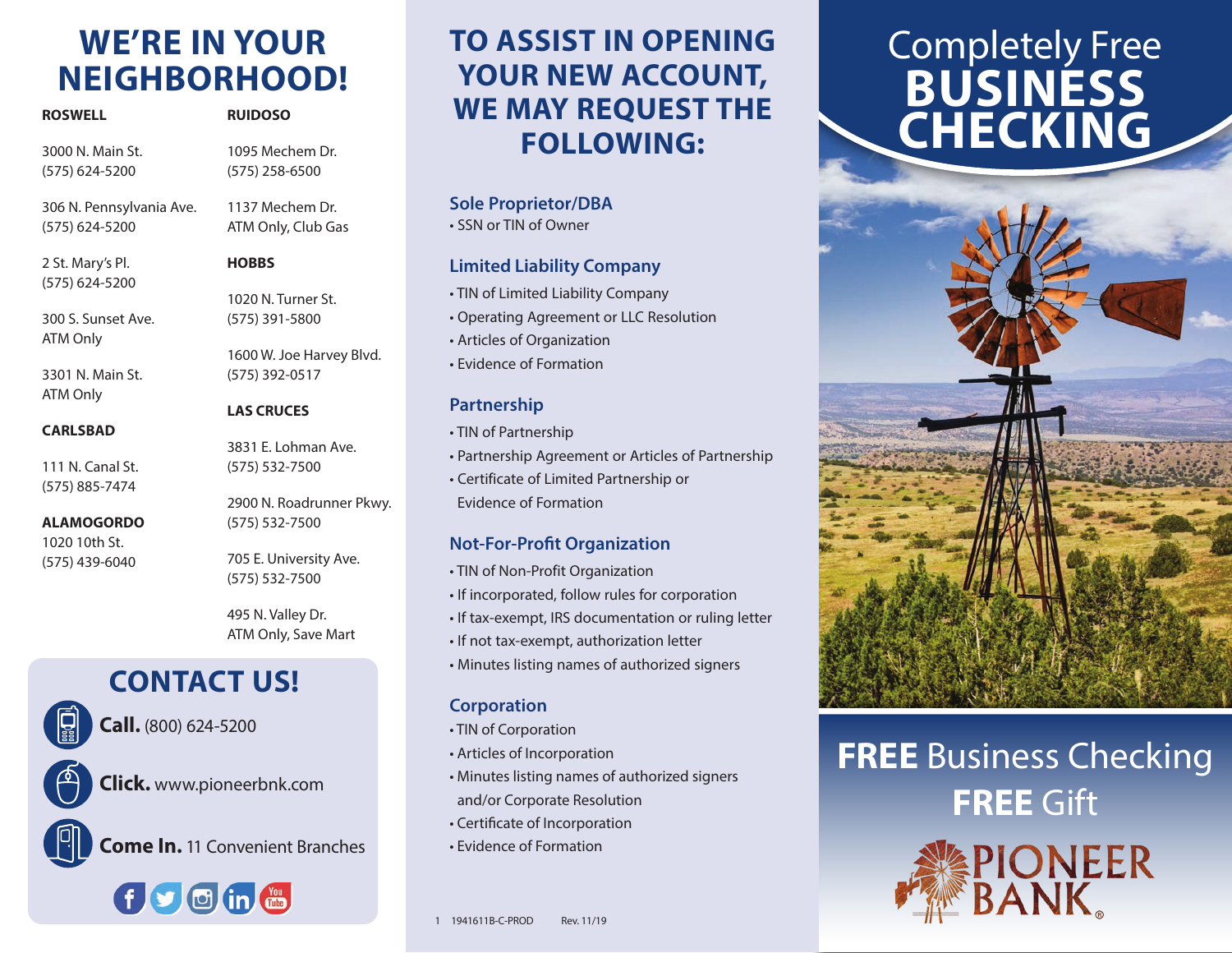# WE'RE IN YOUR NEIGHBORHOOD!

**ROSWELL**

3000 N. Main St.
(575) 624-5200

306 N. Pennsylvania Ave.
(575) 624-5200

2 St. Mary's Pl.
(575) 624-5200

300 S. Sunset Ave.
ATM Only

3301 N. Main St.
ATM Only

**CARLSBAD**

111 N. Canal St.
(575) 885-7474

**ALAMOGORDO**

1020 10th St.
(575) 439-6040

**RUIDOSO**

1095 Mechem Dr.
(575) 258-6500

1137 Mechem Dr.
ATM Only, Club Gas

**HOBBS**

1020 N. Turner St.
(575) 391-5800

1600 W. Joe Harvey Blvd.
(575) 392-0517

**LAS CRUCES**

3831 E. Lohman Ave.
(575) 532-7500

2900 N. Roadrunner Pkwy.
(575) 532-7500

705 E. University Ave.
(575) 532-7500

495 N. Valley Dr.
ATM Only, Save Mart

## CONTACT US!

**Call.** (800) 624-5200

**Click.** www.pioneerbnk.com

**Come In.** 11 Convenient Branches

# TO ASSIST IN OPENING YOUR NEW ACCOUNT, WE MAY REQUEST THE FOLLOWING:

### Sole Proprietor/DBA

- SSN or TIN of Owner

### Limited Liability Company

- TIN of Limited Liability Company
- Operating Agreement or LLC Resolution
- Articles of Organization
- Evidence of Formation

### Partnership

- TIN of Partnership
- Partnership Agreement or Articles of Partnership
- Certificate of Limited Partnership or Evidence of Formation

### Not-For-Profit Organization

- TIN of Non-Profit Organization
- If incorporated, follow rules for corporation
- If tax-exempt, IRS documentation or ruling letter
- If not tax-exempt, authorization letter
- Minutes listing names of authorized signers

### Corporation

- TIN of Corporation
- Articles of Incorporation
- Minutes listing names of authorized signers and/or Corporate Resolution
- Certificate of Incorporation
- Evidence of Formation

1 1941611B-C-PROD Rev. 11/19

# Completely Free BUSINESS CHECKING

**FREE** Business Checking
**FREE** Gift

PIONEER BANK®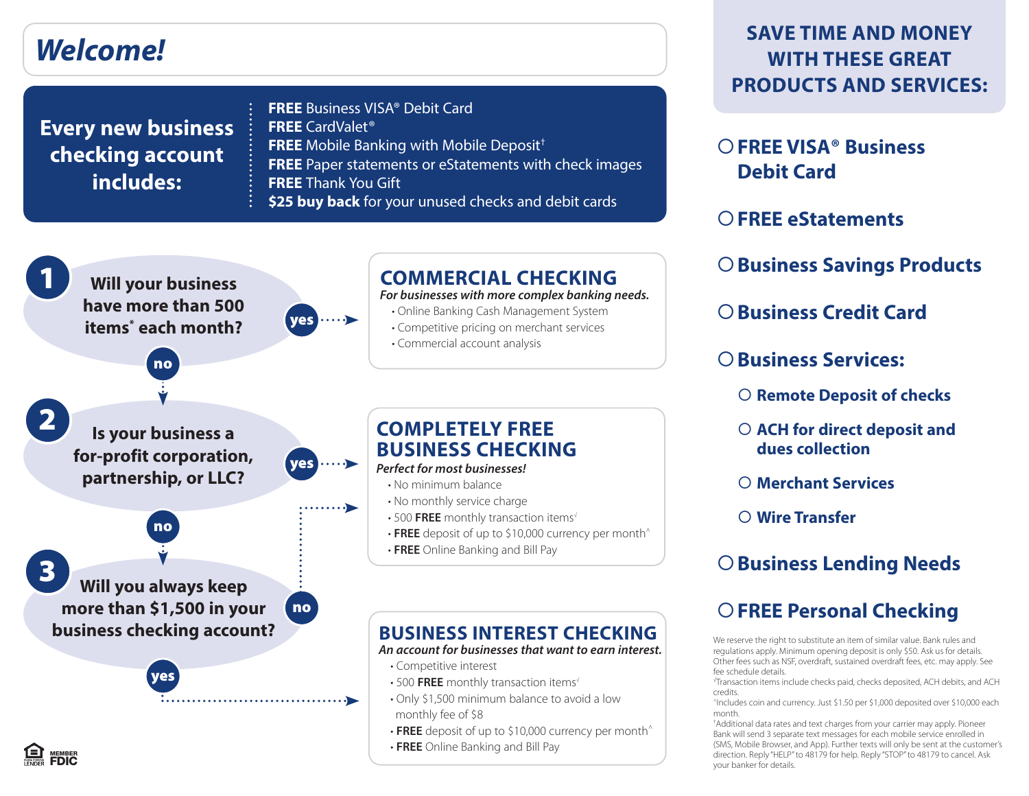# Welcome!

## Every new business checking account includes:

- **FREE** Business VISA® Debit Card
- **FREE** CardValet®
- **FREE** Mobile Banking with Mobile Deposit†
- **FREE** Paper statements or eStatements with check images
- **FREE** Thank You Gift
- **$25 buy back** for your unused checks and debit cards

**1** Will your business have more than 500 items* each month?

- yes → Commercial Checking
- no → 2

**2** Is your business a for-profit corporation, partnership, or LLC?

- yes → Completely Free Business Checking
- no → 3

**3** Will you always keep more than $1,500 in your business checking account?

- yes → Business Interest Checking
- no → Completely Free Business Checking

## COMMERCIAL CHECKING

*For businesses with more complex banking needs.*

- Online Banking Cash Management System
- Competitive pricing on merchant services
- Commercial account analysis

## COMPLETELY FREE BUSINESS CHECKING

*Perfect for most businesses!*

- No minimum balance
- No monthly service charge
- 500 **FREE** monthly transaction items√
- **FREE** deposit of up to $10,000 currency per month^
- **FREE** Online Banking and Bill Pay

## BUSINESS INTEREST CHECKING

*An account for businesses that want to earn interest.*

- Competitive interest
- 500 **FREE** monthly transaction items√
- Only $1,500 minimum balance to avoid a low monthly fee of $8
- **FREE** deposit of up to $10,000 currency per month^
- **FREE** Online Banking and Bill Pay

EQUAL HOUSING LENDER MEMBER FDIC

## SAVE TIME AND MONEY WITH THESE GREAT PRODUCTS AND SERVICES:

- ○ **FREE VISA® Business Debit Card**
- ○ **FREE eStatements**
- ○ **Business Savings Products**
- ○ **Business Credit Card**
- ○ **Business Services:**
  - ○ **Remote Deposit of checks**
  - ○ **ACH for direct deposit and dues collection**
  - ○ **Merchant Services**
  - ○ **Wire Transfer**
- ○ **Business Lending Needs**
- ○ **FREE Personal Checking**

We reserve the right to substitute an item of similar value. Bank rules and regulations apply. Minimum opening deposit is only $50. Ask us for details. Other fees such as NSF, overdraft, sustained overdraft fees, etc. may apply. See fee schedule details.

√Transaction items include checks paid, checks deposited, ACH debits, and ACH credits.

^Includes coin and currency. Just $1.50 per $1,000 deposited over $10,000 each month.

†Additional data rates and text charges from your carrier may apply. Pioneer Bank will send 3 separate text messages for each mobile service enrolled in (SMS, Mobile Browser, and App). Further texts will only be sent at the customer's direction. Reply "HELP" to 48179 for help. Reply "STOP" to 48179 to cancel. Ask your banker for details.